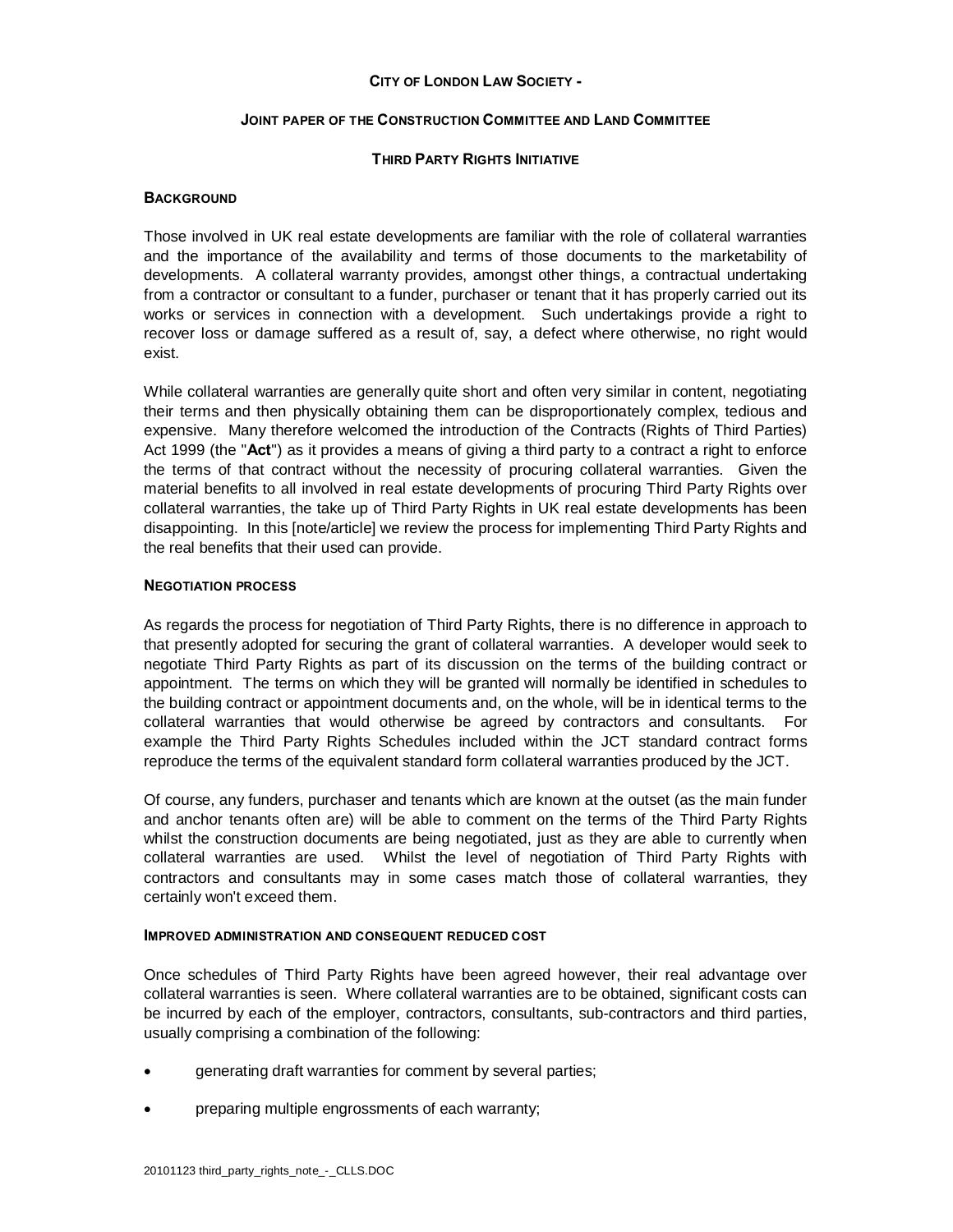**CITY OF LONDON LAW SOCIETY -**

**JOINT PAPER OF THE CONSTRUCTION COMMITTEE AND LAND COMMITTEE**

**THIRD PARTY RIGHTS INITIATIVE**

## BACKGROUND

Those involved in UK real estate developments are familiar with the role of collateral warranties and the importance of the availability and terms of those documents to the marketability of developments. A collateral warranty provides, amongst other things, a contractual undertaking from a contractor or consultant to a funder, purchaser or tenant that it has properly carried out its works or services in connection with a development. Such undertakings provide a right to recover loss or damage suffered as a result of, say, a defect where otherwise, no right would exist.

While collateral warranties are generally quite short and often very similar in content, negotiating their terms and then physically obtaining them can be disproportionately complex, tedious and expensive. Many therefore welcomed the introduction of the Contracts (Rights of Third Parties) Act 1999 (the "**Act**") as it provides a means of giving a third party to a contract a right to enforce the terms of that contract without the necessity of procuring collateral warranties. Given the material benefits to all involved in real estate developments of procuring Third Party Rights over collateral warranties, the take up of Third Party Rights in UK real estate developments has been disappointing. In this [note/article] we review the process for implementing Third Party Rights and the real benefits that their used can provide.

## NEGOTIATION PROCESS

As regards the process for negotiation of Third Party Rights, there is no difference in approach to that presently adopted for securing the grant of collateral warranties. A developer would seek to negotiate Third Party Rights as part of its discussion on the terms of the building contract or appointment. The terms on which they will be granted will normally be identified in schedules to the building contract or appointment documents and, on the whole, will be in identical terms to the collateral warranties that would otherwise be agreed by contractors and consultants. For example the Third Party Rights Schedules included within the JCT standard contract forms reproduce the terms of the equivalent standard form collateral warranties produced by the JCT.

Of course, any funders, purchaser and tenants which are known at the outset (as the main funder and anchor tenants often are) will be able to comment on the terms of the Third Party Rights whilst the construction documents are being negotiated, just as they are able to currently when collateral warranties are used. Whilst the level of negotiation of Third Party Rights with contractors and consultants may in some cases match those of collateral warranties, they certainly won't exceed them.

## IMPROVED ADMINISTRATION AND CONSEQUENT REDUCED COST

Once schedules of Third Party Rights have been agreed however, their real advantage over collateral warranties is seen. Where collateral warranties are to be obtained, significant costs can be incurred by each of the employer, contractors, consultants, sub-contractors and third parties, usually comprising a combination of the following:

- generating draft warranties for comment by several parties;
- preparing multiple engrossments of each warranty;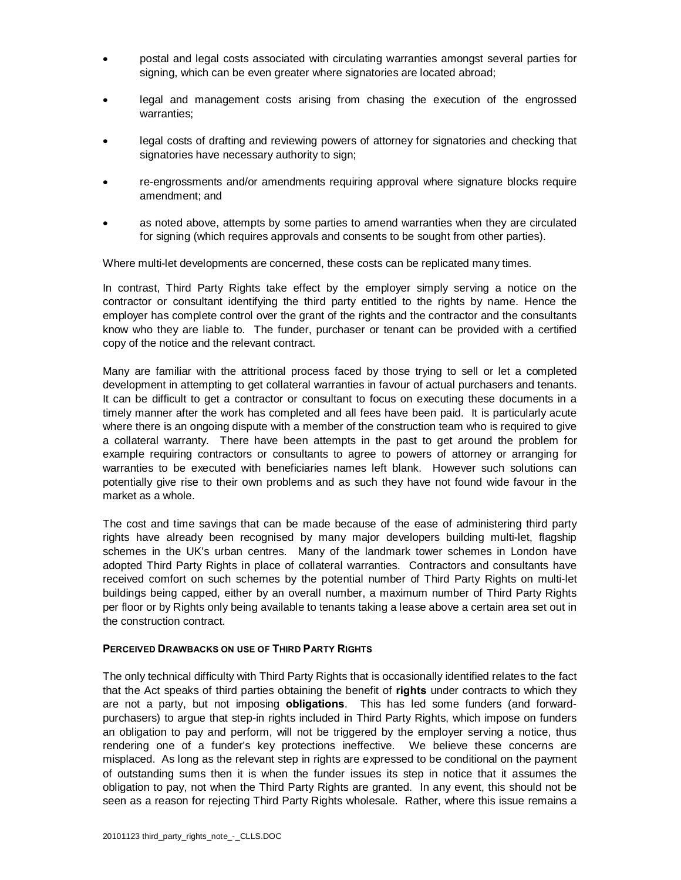- postal and legal costs associated with circulating warranties amongst several parties for signing, which can be even greater where signatories are located abroad;
- legal and management costs arising from chasing the execution of the engrossed warranties;
- legal costs of drafting and reviewing powers of attorney for signatories and checking that signatories have necessary authority to sign;
- re-engrossments and/or amendments requiring approval where signature blocks require amendment; and
- as noted above, attempts by some parties to amend warranties when they are circulated for signing (which requires approvals and consents to be sought from other parties).

Where multi-let developments are concerned, these costs can be replicated many times.

In contrast, Third Party Rights take effect by the employer simply serving a notice on the contractor or consultant identifying the third party entitled to the rights by name. Hence the employer has complete control over the grant of the rights and the contractor and the consultants know who they are liable to. The funder, purchaser or tenant can be provided with a certified copy of the notice and the relevant contract.

Many are familiar with the attritional process faced by those trying to sell or let a completed development in attempting to get collateral warranties in favour of actual purchasers and tenants. It can be difficult to get a contractor or consultant to focus on executing these documents in a timely manner after the work has completed and all fees have been paid. It is particularly acute where there is an ongoing dispute with a member of the construction team who is required to give a collateral warranty. There have been attempts in the past to get around the problem for example requiring contractors or consultants to agree to powers of attorney or arranging for warranties to be executed with beneficiaries names left blank. However such solutions can potentially give rise to their own problems and as such they have not found wide favour in the market as a whole.

The cost and time savings that can be made because of the ease of administering third party rights have already been recognised by many major developers building multi-let, flagship schemes in the UK's urban centres. Many of the landmark tower schemes in London have adopted Third Party Rights in place of collateral warranties. Contractors and consultants have received comfort on such schemes by the potential number of Third Party Rights on multi-let buildings being capped, either by an overall number, a maximum number of Third Party Rights per floor or by Rights only being available to tenants taking a lease above a certain area set out in the construction contract.

**PERCEIVED DRAWBACKS ON USE OF THIRD PARTY RIGHTS**

The only technical difficulty with Third Party Rights that is occasionally identified relates to the fact that the Act speaks of third parties obtaining the benefit of **rights** under contracts to which they are not a party, but not imposing **obligations**. This has led some funders (and forward-purchasers) to argue that step-in rights included in Third Party Rights, which impose on funders an obligation to pay and perform, will not be triggered by the employer serving a notice, thus rendering one of a funder's key protections ineffective. We believe these concerns are misplaced. As long as the relevant step in rights are expressed to be conditional on the payment of outstanding sums then it is when the funder issues its step in notice that it assumes the obligation to pay, not when the Third Party Rights are granted. In any event, this should not be seen as a reason for rejecting Third Party Rights wholesale. Rather, where this issue remains a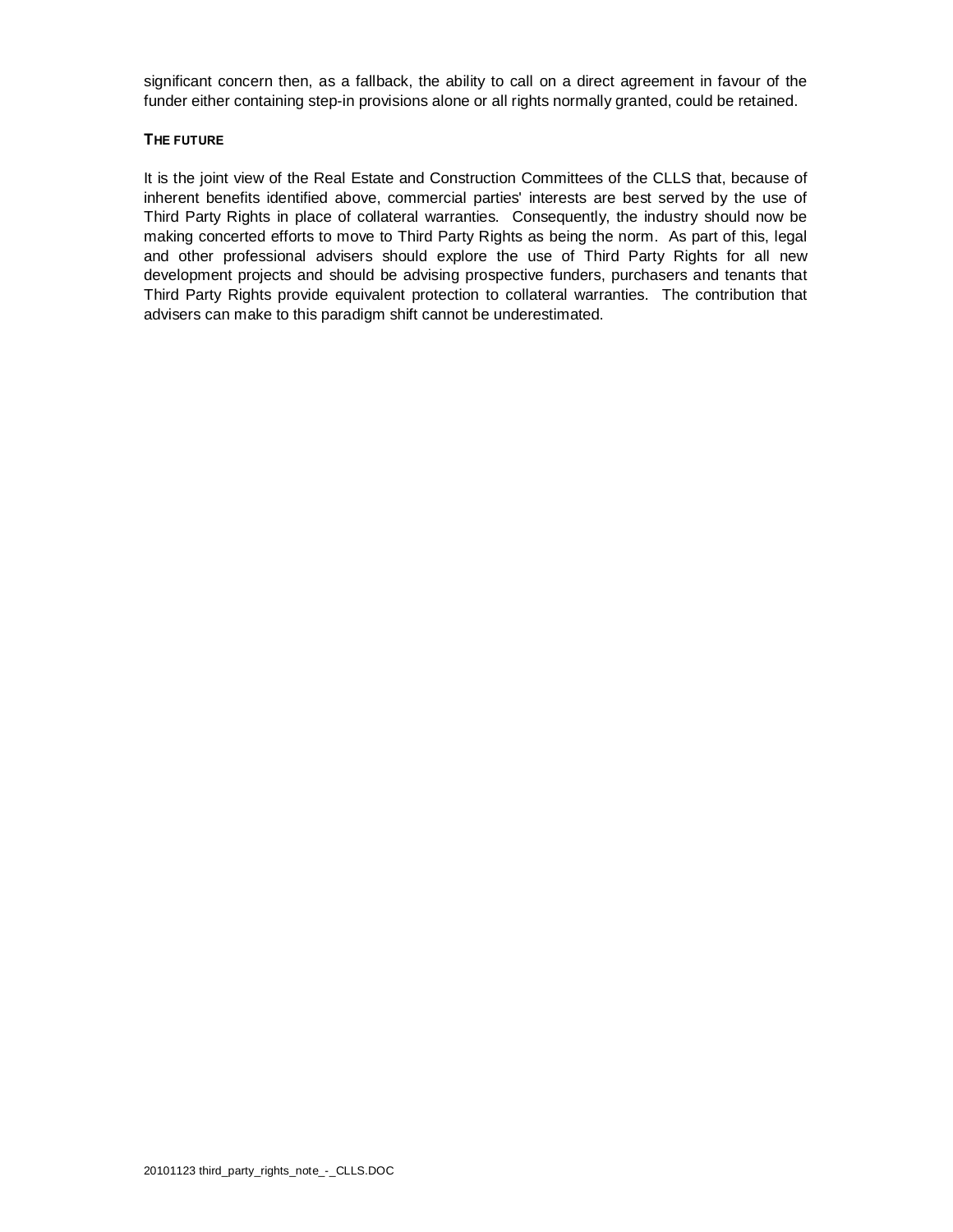significant concern then, as a fallback, the ability to call on a direct agreement in favour of the funder either containing step-in provisions alone or all rights normally granted, could be retained.

### THE FUTURE

It is the joint view of the Real Estate and Construction Committees of the CLLS that, because of inherent benefits identified above, commercial parties' interests are best served by the use of Third Party Rights in place of collateral warranties. Consequently, the industry should now be making concerted efforts to move to Third Party Rights as being the norm. As part of this, legal and other professional advisers should explore the use of Third Party Rights for all new development projects and should be advising prospective funders, purchasers and tenants that Third Party Rights provide equivalent protection to collateral warranties. The contribution that advisers can make to this paradigm shift cannot be underestimated.